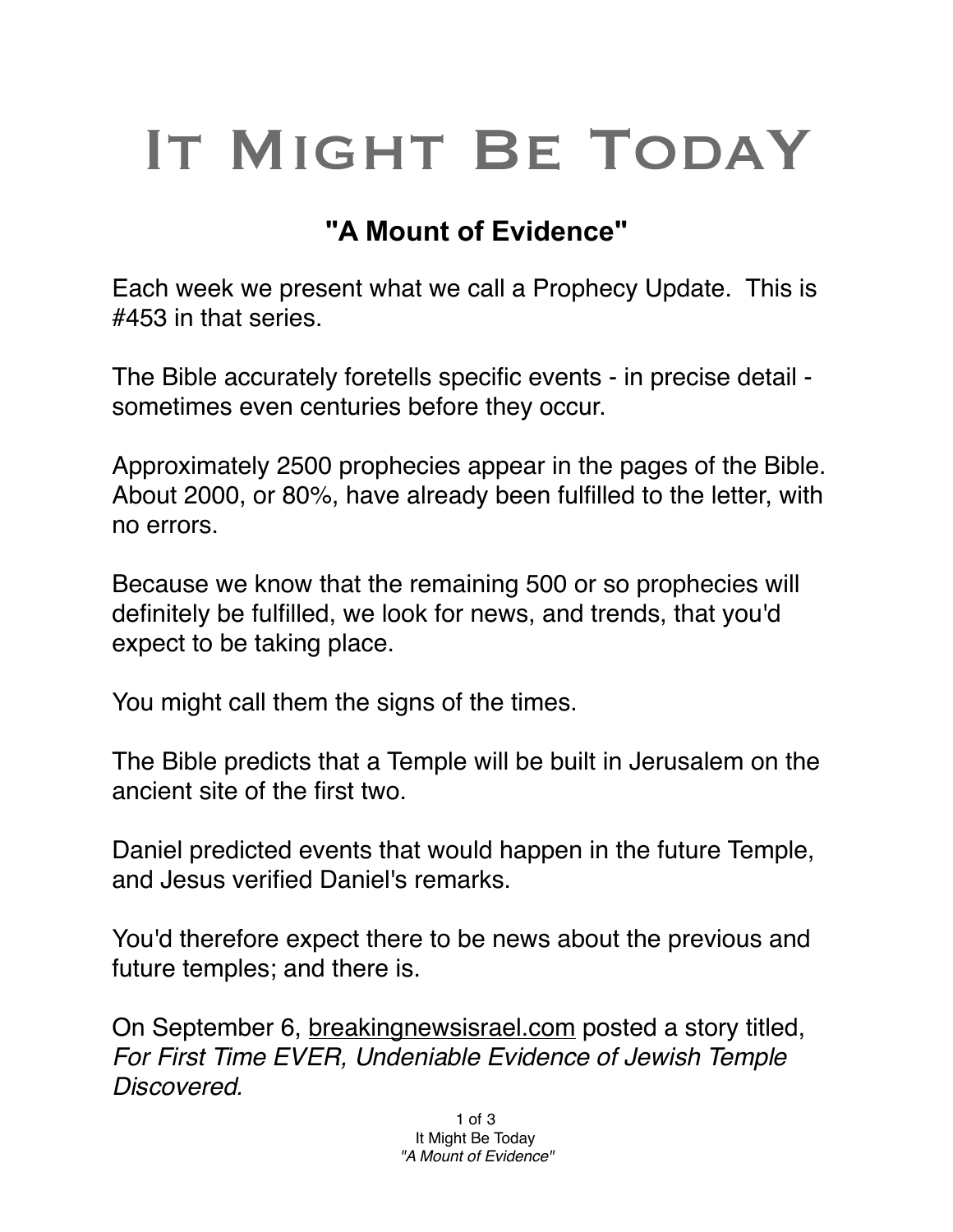# It Might Be TodaY

## "A Mount of Evidence"

Each week we present what we call a Prophecy Update. This is #453 in that series.

The Bible accurately foretells specific events - in precise detail - sometimes even centuries before they occur.

Approximately 2500 prophecies appear in the pages of the Bible. About 2000, or 80%, have already been fulfilled to the letter, with no errors.

Because we know that the remaining 500 or so prophecies will definitely be fulfilled, we look for news, and trends, that you'd expect to be taking place.

You might call them the signs of the times.

The Bible predicts that a Temple will be built in Jerusalem on the ancient site of the first two.

Daniel predicted events that would happen in the future Temple, and Jesus verified Daniel's remarks.

You'd therefore expect there to be news about the previous and future temples; and there is.

On September 6, breakingnewsisrael.com posted a story titled, *For First Time EVER, Undeniable Evidence of Jewish Temple Discovered.*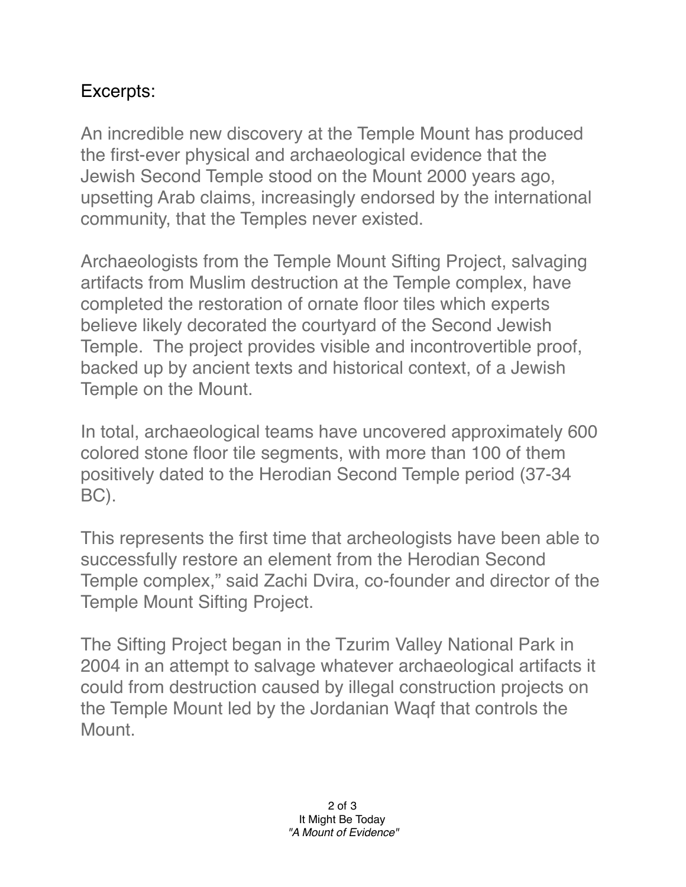Excerpts:

An incredible new discovery at the Temple Mount has produced the first-ever physical and archaeological evidence that the Jewish Second Temple stood on the Mount 2000 years ago, upsetting Arab claims, increasingly endorsed by the international community, that the Temples never existed.

Archaeologists from the Temple Mount Sifting Project, salvaging artifacts from Muslim destruction at the Temple complex, have completed the restoration of ornate floor tiles which experts believe likely decorated the courtyard of the Second Jewish Temple.  The project provides visible and incontrovertible proof, backed up by ancient texts and historical context, of a Jewish Temple on the Mount.

In total, archaeological teams have uncovered approximately 600 colored stone floor tile segments, with more than 100 of them positively dated to the Herodian Second Temple period (37-34 BC).

This represents the first time that archeologists have been able to successfully restore an element from the Herodian Second Temple complex," said Zachi Dvira, co-founder and director of the Temple Mount Sifting Project.

The Sifting Project began in the Tzurim Valley National Park in 2004 in an attempt to salvage whatever archaeological artifacts it could from destruction caused by illegal construction projects on the Temple Mount led by the Jordanian Waqf that controls the Mount.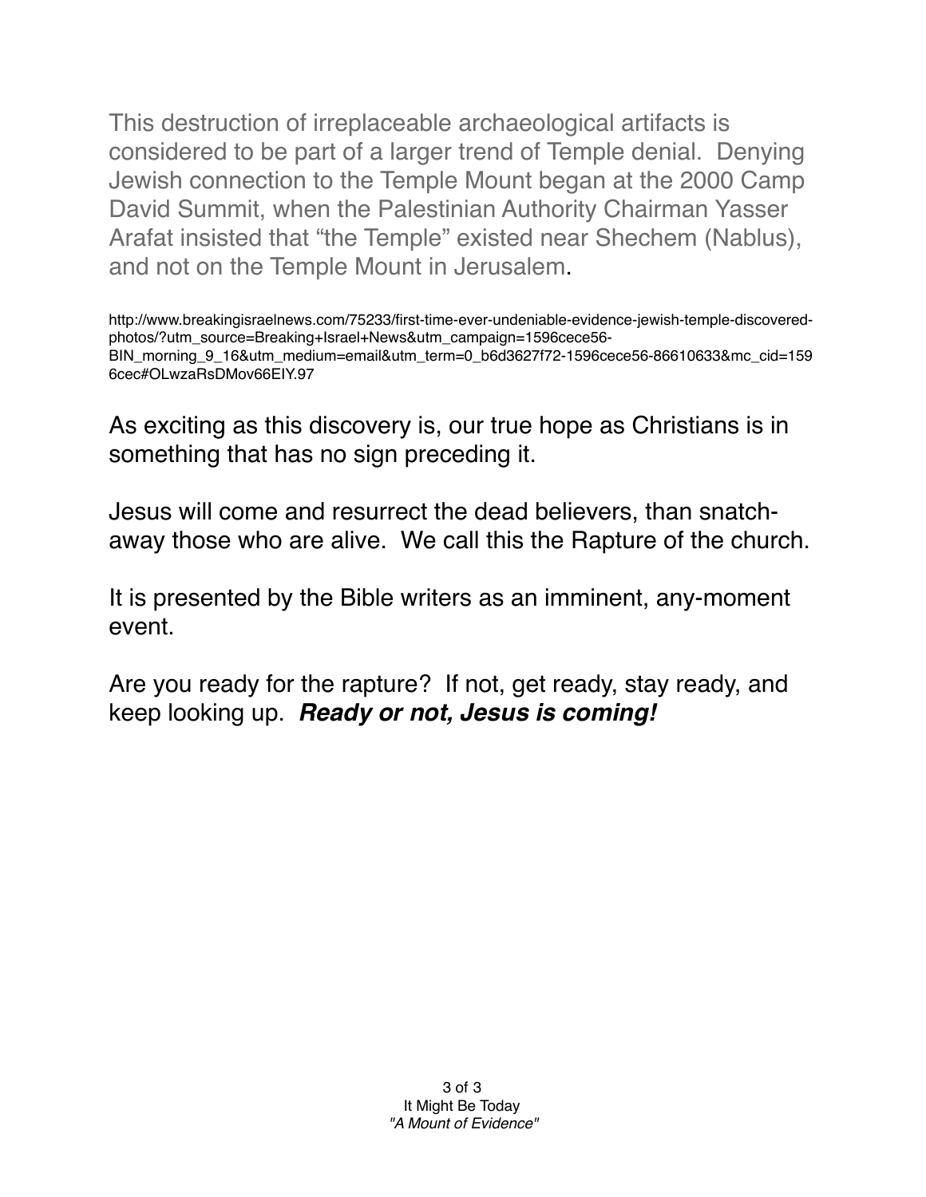This destruction of irreplaceable archaeological artifacts is considered to be part of a larger trend of Temple denial. Denying Jewish connection to the Temple Mount began at the 2000 Camp David Summit, when the Palestinian Authority Chairman Yasser Arafat insisted that "the Temple" existed near Shechem (Nablus), and not on the Temple Mount in Jerusalem.

http://www.breakingisraelnews.com/75233/first-time-ever-undeniable-evidence-jewish-temple-discovered-photos/?utm_source=Breaking+Israel+News&utm_campaign=1596cece56-BIN_morning_9_16&utm_medium=email&utm_term=0_b6d3627f72-1596cece56-86610633&mc_cid=1596cec#OLwzaRsDMov66EIY.97

As exciting as this discovery is, our true hope as Christians is in something that has no sign preceding it.

Jesus will come and resurrect the dead believers, than snatch-away those who are alive. We call this the Rapture of the church.

It is presented by the Bible writers as an imminent, any-moment event.

Are you ready for the rapture? If not, get ready, stay ready, and keep looking up. ***Ready or not, Jesus is coming!***